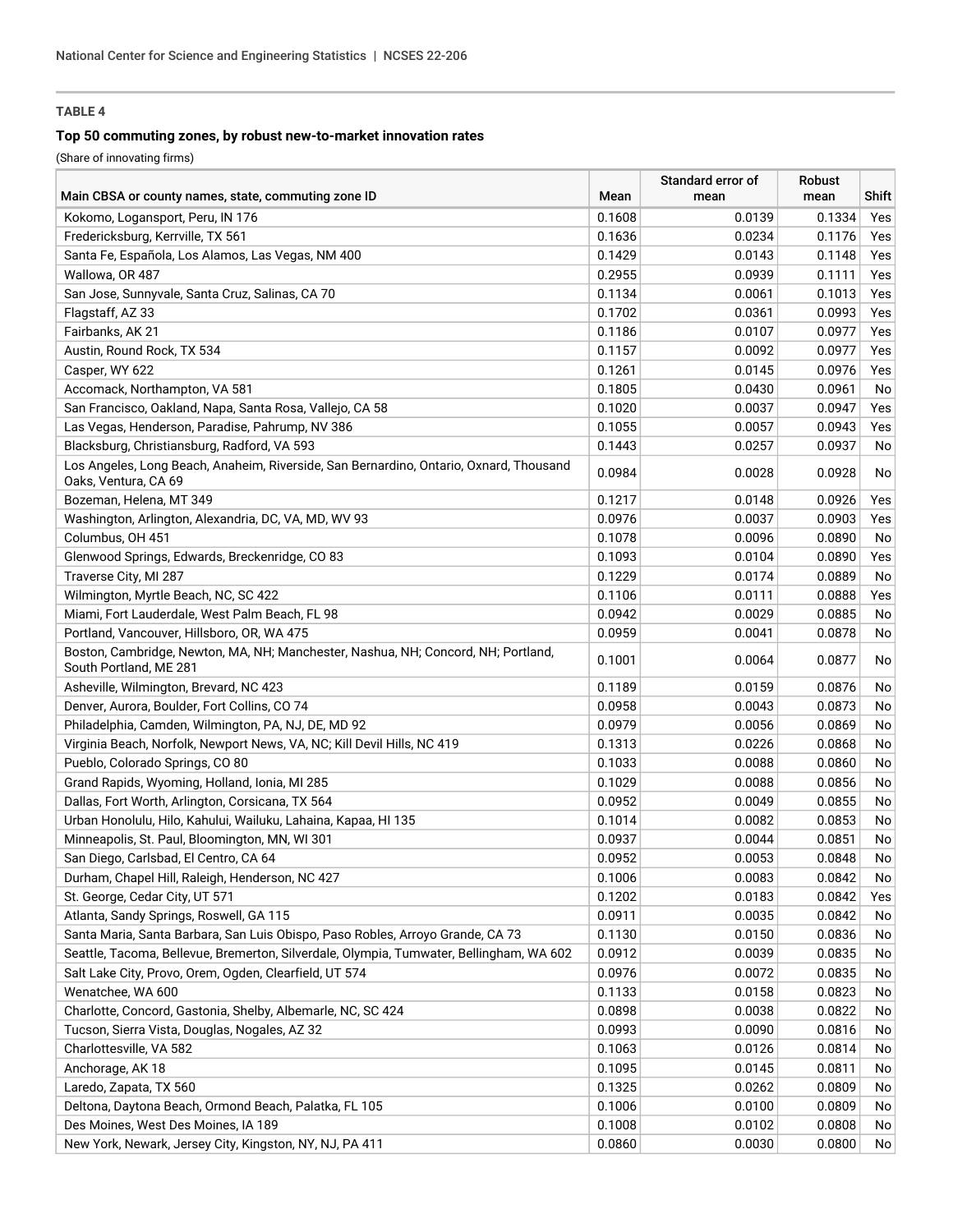**TABLE 4**

**Top 50 commuting zones, by robust new-to-market innovation rates**

(Share of innovating firms)

| Main CBSA or county names, state, commuting zone ID | Mean | Standard error of mean | Robust mean | Shift |
|---|---|---|---|---|
| Kokomo, Logansport, Peru, IN 176 | 0.1608 | 0.0139 | 0.1334 | Yes |
| Fredericksburg, Kerrville, TX 561 | 0.1636 | 0.0234 | 0.1176 | Yes |
| Santa Fe, Española, Los Alamos, Las Vegas, NM 400 | 0.1429 | 0.0143 | 0.1148 | Yes |
| Wallowa, OR 487 | 0.2955 | 0.0939 | 0.1111 | Yes |
| San Jose, Sunnyvale, Santa Cruz, Salinas, CA 70 | 0.1134 | 0.0061 | 0.1013 | Yes |
| Flagstaff, AZ 33 | 0.1702 | 0.0361 | 0.0993 | Yes |
| Fairbanks, AK 21 | 0.1186 | 0.0107 | 0.0977 | Yes |
| Austin, Round Rock, TX 534 | 0.1157 | 0.0092 | 0.0977 | Yes |
| Casper, WY 622 | 0.1261 | 0.0145 | 0.0976 | Yes |
| Accomack, Northampton, VA 581 | 0.1805 | 0.0430 | 0.0961 | No |
| San Francisco, Oakland, Napa, Santa Rosa, Vallejo, CA 58 | 0.1020 | 0.0037 | 0.0947 | Yes |
| Las Vegas, Henderson, Paradise, Pahrump, NV 386 | 0.1055 | 0.0057 | 0.0943 | Yes |
| Blacksburg, Christiansburg, Radford, VA 593 | 0.1443 | 0.0257 | 0.0937 | No |
| Los Angeles, Long Beach, Anaheim, Riverside, San Bernardino, Ontario, Oxnard, Thousand Oaks, Ventura, CA 69 | 0.0984 | 0.0028 | 0.0928 | No |
| Bozeman, Helena, MT 349 | 0.1217 | 0.0148 | 0.0926 | Yes |
| Washington, Arlington, Alexandria, DC, VA, MD, WV 93 | 0.0976 | 0.0037 | 0.0903 | Yes |
| Columbus, OH 451 | 0.1078 | 0.0096 | 0.0890 | No |
| Glenwood Springs, Edwards, Breckenridge, CO 83 | 0.1093 | 0.0104 | 0.0890 | Yes |
| Traverse City, MI 287 | 0.1229 | 0.0174 | 0.0889 | No |
| Wilmington, Myrtle Beach, NC, SC 422 | 0.1106 | 0.0111 | 0.0888 | Yes |
| Miami, Fort Lauderdale, West Palm Beach, FL 98 | 0.0942 | 0.0029 | 0.0885 | No |
| Portland, Vancouver, Hillsboro, OR, WA 475 | 0.0959 | 0.0041 | 0.0878 | No |
| Boston, Cambridge, Newton, MA, NH; Manchester, Nashua, NH; Concord, NH; Portland, South Portland, ME 281 | 0.1001 | 0.0064 | 0.0877 | No |
| Asheville, Wilmington, Brevard, NC 423 | 0.1189 | 0.0159 | 0.0876 | No |
| Denver, Aurora, Boulder, Fort Collins, CO 74 | 0.0958 | 0.0043 | 0.0873 | No |
| Philadelphia, Camden, Wilmington, PA, NJ, DE, MD 92 | 0.0979 | 0.0056 | 0.0869 | No |
| Virginia Beach, Norfolk, Newport News, VA, NC; Kill Devil Hills, NC 419 | 0.1313 | 0.0226 | 0.0868 | No |
| Pueblo, Colorado Springs, CO 80 | 0.1033 | 0.0088 | 0.0860 | No |
| Grand Rapids, Wyoming, Holland, Ionia, MI 285 | 0.1029 | 0.0088 | 0.0856 | No |
| Dallas, Fort Worth, Arlington, Corsicana, TX 564 | 0.0952 | 0.0049 | 0.0855 | No |
| Urban Honolulu, Hilo, Kahului, Wailuku, Lahaina, Kapaa, HI 135 | 0.1014 | 0.0082 | 0.0853 | No |
| Minneapolis, St. Paul, Bloomington, MN, WI 301 | 0.0937 | 0.0044 | 0.0851 | No |
| San Diego, Carlsbad, El Centro, CA 64 | 0.0952 | 0.0053 | 0.0848 | No |
| Durham, Chapel Hill, Raleigh, Henderson, NC 427 | 0.1006 | 0.0083 | 0.0842 | No |
| St. George, Cedar City, UT 571 | 0.1202 | 0.0183 | 0.0842 | Yes |
| Atlanta, Sandy Springs, Roswell, GA 115 | 0.0911 | 0.0035 | 0.0842 | No |
| Santa Maria, Santa Barbara, San Luis Obispo, Paso Robles, Arroyo Grande, CA 73 | 0.1130 | 0.0150 | 0.0836 | No |
| Seattle, Tacoma, Bellevue, Bremerton, Silverdale, Olympia, Tumwater, Bellingham, WA 602 | 0.0912 | 0.0039 | 0.0835 | No |
| Salt Lake City, Provo, Orem, Ogden, Clearfield, UT 574 | 0.0976 | 0.0072 | 0.0835 | No |
| Wenatchee, WA 600 | 0.1133 | 0.0158 | 0.0823 | No |
| Charlotte, Concord, Gastonia, Shelby, Albemarle, NC, SC 424 | 0.0898 | 0.0038 | 0.0822 | No |
| Tucson, Sierra Vista, Douglas, Nogales, AZ 32 | 0.0993 | 0.0090 | 0.0816 | No |
| Charlottesville, VA 582 | 0.1063 | 0.0126 | 0.0814 | No |
| Anchorage, AK 18 | 0.1095 | 0.0145 | 0.0811 | No |
| Laredo, Zapata, TX 560 | 0.1325 | 0.0262 | 0.0809 | No |
| Deltona, Daytona Beach, Ormond Beach, Palatka, FL 105 | 0.1006 | 0.0100 | 0.0809 | No |
| Des Moines, West Des Moines, IA 189 | 0.1008 | 0.0102 | 0.0808 | No |
| New York, Newark, Jersey City, Kingston, NY, NJ, PA 411 | 0.0860 | 0.0030 | 0.0800 | No |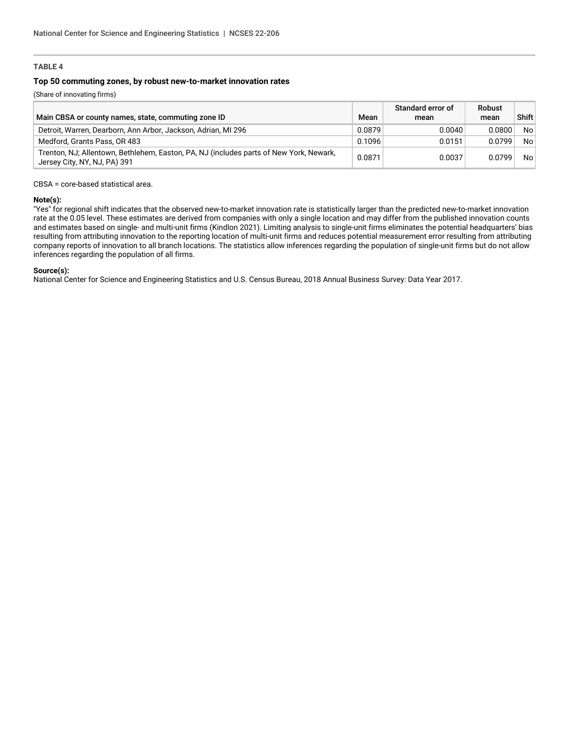TABLE 4

**Top 50 commuting zones, by robust new-to-market innovation rates**

(Share of innovating firms)

| Main CBSA or county names, state, commuting zone ID | Mean | Standard error of mean | Robust mean | Shift |
|---|---|---|---|---|
| Detroit, Warren, Dearborn, Ann Arbor, Jackson, Adrian, MI 296 | 0.0879 | 0.0040 | 0.0800 | No |
| Medford, Grants Pass, OR 483 | 0.1096 | 0.0151 | 0.0799 | No |
| Trenton, NJ; Allentown, Bethlehem, Easton, PA, NJ (includes parts of New York, Newark, Jersey City, NY, NJ, PA) 391 | 0.0871 | 0.0037 | 0.0799 | No |

CBSA = core-based statistical area.

**Note(s):**

"Yes" for regional shift indicates that the observed new-to-market innovation rate is statistically larger than the predicted new-to-market innovation rate at the 0.05 level. These estimates are derived from companies with only a single location and may differ from the published innovation counts and estimates based on single- and multi-unit firms (Kindlon 2021). Limiting analysis to single-unit firms eliminates the potential headquarters' bias resulting from attributing innovation to the reporting location of multi-unit firms and reduces potential measurement error resulting from attributing company reports of innovation to all branch locations. The statistics allow inferences regarding the population of single-unit firms but do not allow inferences regarding the population of all firms.

**Source(s):**

National Center for Science and Engineering Statistics and U.S. Census Bureau, 2018 Annual Business Survey: Data Year 2017.